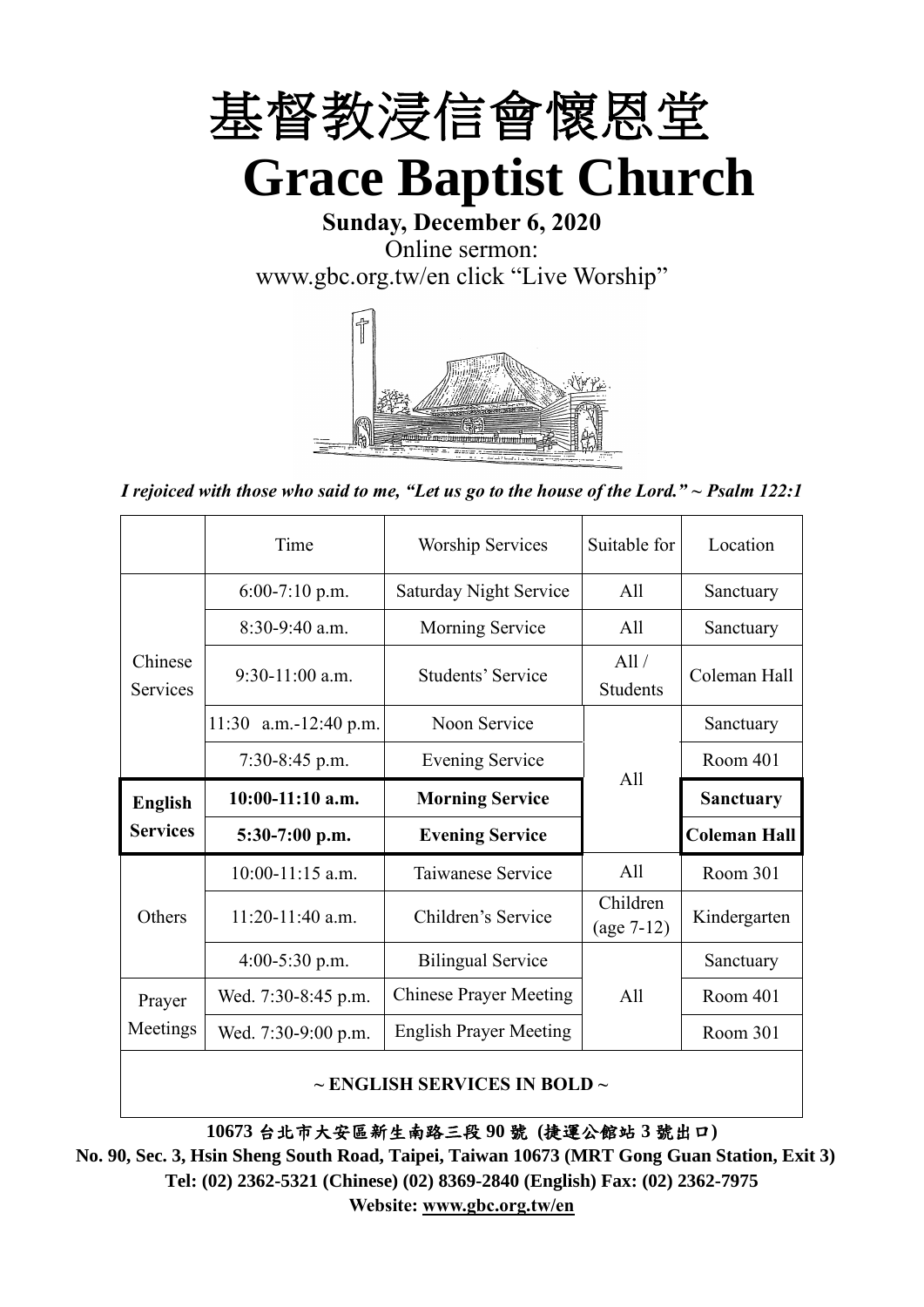# 基督教浸信會懷恩堂

# Grace Baptist Church

**Sunday, December 6, 2020**

Online sermon:

www.gbc.org.tw/en click "Live Worship"

*I rejoiced with those who said to me, "Let us go to the house of the Lord." ~ Psalm 122:1*

| | Time | Worship Services | Suitable for | Location |
|---|---|---|---|---|
| Chinese Services | 6:00-7:10 p.m. | Saturday Night Service | All | Sanctuary |
| | 8:30-9:40 a.m. | Morning Service | All | Sanctuary |
| | 9:30-11:00 a.m. | Students' Service | All / Students | Coleman Hall |
| | 11:30 a.m.-12:40 p.m. | Noon Service | All | Sanctuary |
| | 7:30-8:45 p.m. | Evening Service | All | Room 401 |
| **English Services** | **10:00-11:10 a.m.** | **Morning Service** | All | **Sanctuary** |
| | **5:30-7:00 p.m.** | **Evening Service** | All | **Coleman Hall** |
| Others | 10:00-11:15 a.m. | Taiwanese Service | All | Room 301 |
| | 11:20-11:40 a.m. | Children's Service | Children (age 7-12) | Kindergarten |
| | 4:00-5:30 p.m. | Bilingual Service | All | Sanctuary |
| Prayer Meetings | Wed. 7:30-8:45 p.m. | Chinese Prayer Meeting | All | Room 401 |
| | Wed. 7:30-9:00 p.m. | English Prayer Meeting | All | Room 301 |

**~ ENGLISH SERVICES IN BOLD ~**

**10673 台北市大安區新生南路三段 90 號 (捷運公館站 3 號出口)**

**No. 90, Sec. 3, Hsin Sheng South Road, Taipei, Taiwan 10673 (MRT Gong Guan Station, Exit 3)**

**Tel: (02) 2362-5321 (Chinese) (02) 8369-2840 (English) Fax: (02) 2362-7975**

**Website: www.gbc.org.tw/en**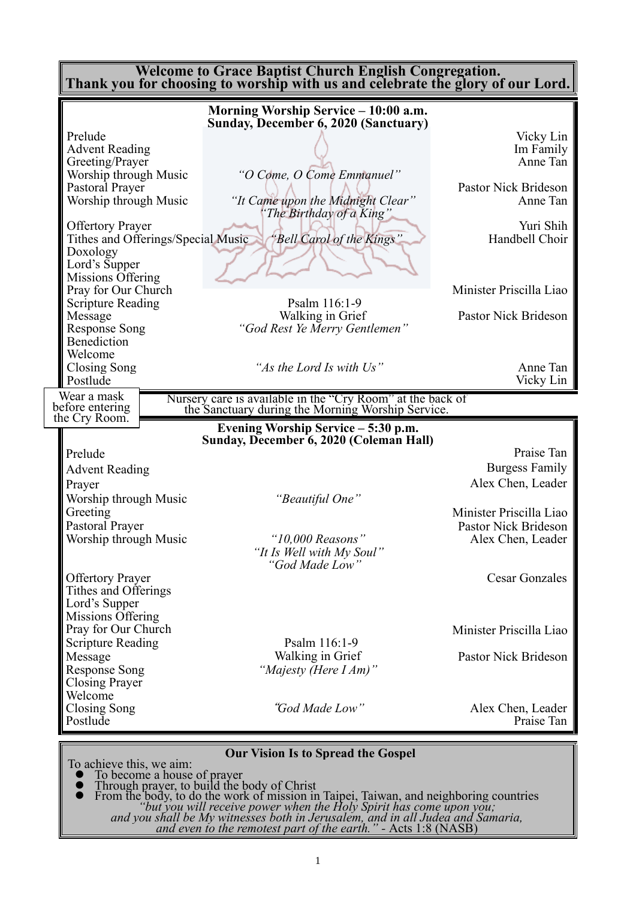**Welcome to Grace Baptist Church English Congregation.**
**Thank you for choosing to worship with us and celebrate the glory of our Lord.**

## Morning Worship Service – 10:00 a.m.
## Sunday, December 6, 2020 (Sanctuary)

| | | |
|---|---|---|
| Prelude | | Vicky Lin |
| Advent Reading | | Im Family |
| Greeting/Prayer | | Anne Tan |
| Worship through Music | *"O Come, O Come Emmanuel"* | |
| Pastoral Prayer | | Pastor Nick Brideson |
| Worship through Music | *"It Came upon the Midnight Clear"* *"The Birthday of a King"* | Anne Tan |
| Offertory Prayer | | Yuri Shih |
| Tithes and Offerings/Special Music | *"Bell Carol of the Kings"* | Handbell Choir |
| Doxology | | |
| Lord's Supper | | |
| Missions Offering | | |
| Pray for Our Church | | Minister Priscilla Liao |
| Scripture Reading | Psalm 116:1-9 | |
| Message | Walking in Grief | Pastor Nick Brideson |
| Response Song | *"God Rest Ye Merry Gentlemen"* | |
| Benediction | | |
| Welcome | | |
| Closing Song | *"As the Lord Is with Us"* | Anne Tan |
| Postlude | | Vicky Lin |

Wear a mask before entering the Cry Room.

Nursery care is available in the "Cry Room" at the back of the Sanctuary during the Morning Worship Service.

## Evening Worship Service – 5:30 p.m.
## Sunday, December 6, 2020 (Coleman Hall)

| | | |
|---|---|---|
| Prelude | | Praise Tan |
| Advent Reading | | Burgess Family |
| Prayer | | Alex Chen, Leader |
| Worship through Music | *"Beautiful One"* | |
| Greeting | | Minister Priscilla Liao |
| Pastoral Prayer | | Pastor Nick Brideson |
| Worship through Music | *"10,000 Reasons"* *"It Is Well with My Soul"* *"God Made Low"* | Alex Chen, Leader |
| Offertory Prayer | | Cesar Gonzales |
| Tithes and Offerings | | |
| Lord's Supper | | |
| Missions Offering | | |
| Pray for Our Church | | Minister Priscilla Liao |
| Scripture Reading | Psalm 116:1-9 | |
| Message | Walking in Grief | Pastor Nick Brideson |
| Response Song | *"Majesty (Here I Am)"* | |
| Closing Prayer | | |
| Welcome | | |
| Closing Song | *"God Made Low"* | Alex Chen, Leader |
| Postlude | | Praise Tan |

**Our Vision Is to Spread the Gospel**

To achieve this, we aim:

- To become a house of prayer
- Through prayer, to build the body of Christ
- From the body, to do the work of mission in Taipei, Taiwan, and neighboring countries

*"but you will receive power when the Holy Spirit has come upon you; and you shall be My witnesses both in Jerusalem, and in all Judea and Samaria, and even to the remotest part of the earth."* - Acts 1:8 (NASB)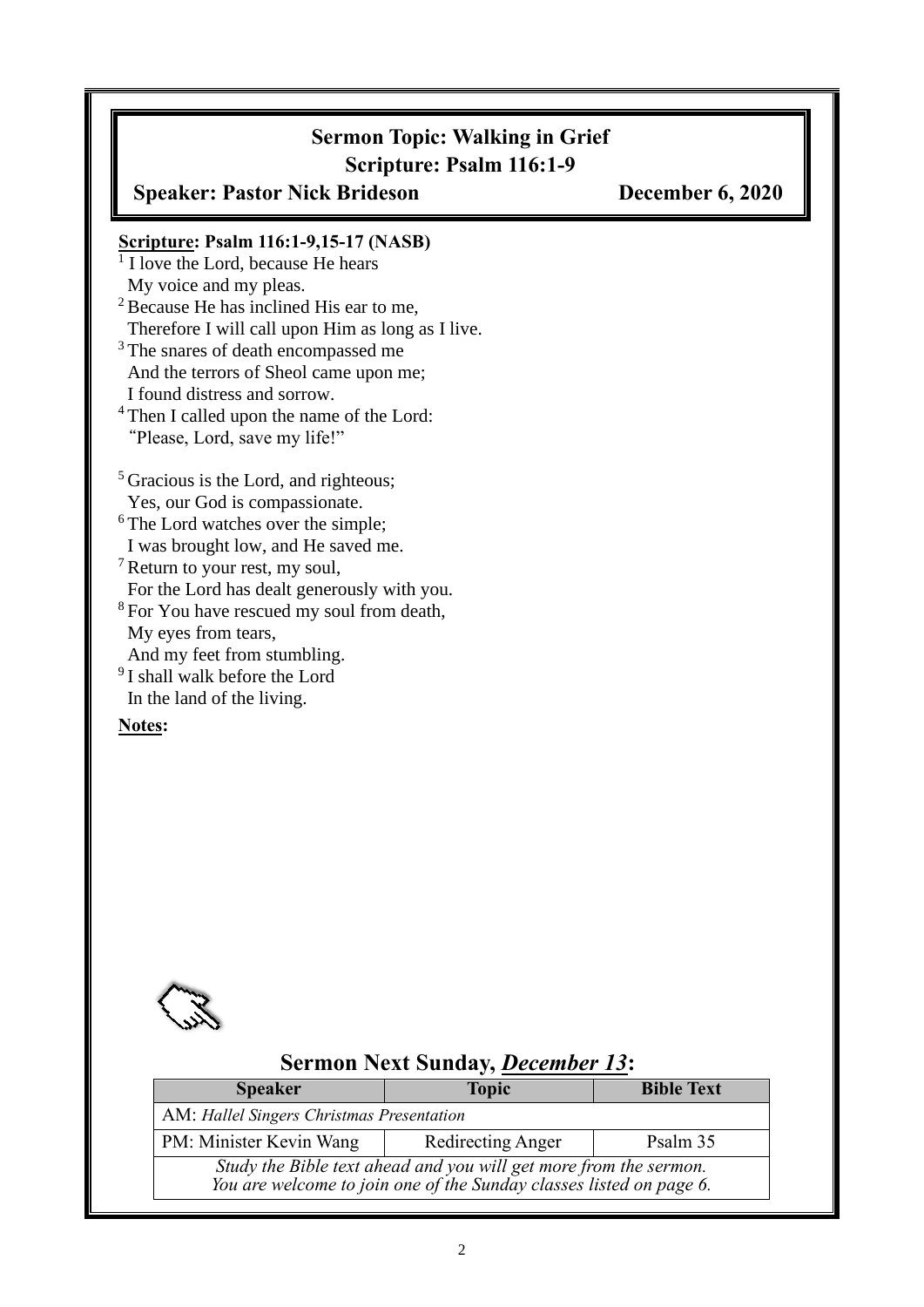# Sermon Topic: Walking in Grief

## Scripture: Psalm 116:1-9

**Speaker: Pastor Nick Brideson** **December 6, 2020**

**Scripture: Psalm 116:1-9,15-17 (NASB)**

[1] I love the Lord, because He hears
My voice and my pleas.
[2] Because He has inclined His ear to me,
Therefore I will call upon Him as long as I live.
[3] The snares of death encompassed me
And the terrors of Sheol came upon me;
I found distress and sorrow.
[4] Then I called upon the name of the Lord:
"Please, Lord, save my life!"

[5] Gracious is the Lord, and righteous;
Yes, our God is compassionate.
[6] The Lord watches over the simple;
I was brought low, and He saved me.
[7] Return to your rest, my soul,
For the Lord has dealt generously with you.
[8] For You have rescued my soul from death,
My eyes from tears,
And my feet from stumbling.
[9] I shall walk before the Lord
In the land of the living.

**Notes:**

## Sermon Next Sunday, *December 13*:

| Speaker | Topic | Bible Text |
|---|---|---|
| AM: *Hallel Singers Christmas Presentation* | | |
| PM: Minister Kevin Wang | Redirecting Anger | Psalm 35 |
| *Study the Bible text ahead and you will get more from the sermon. You are welcome to join one of the Sunday classes listed on page 6.* | | |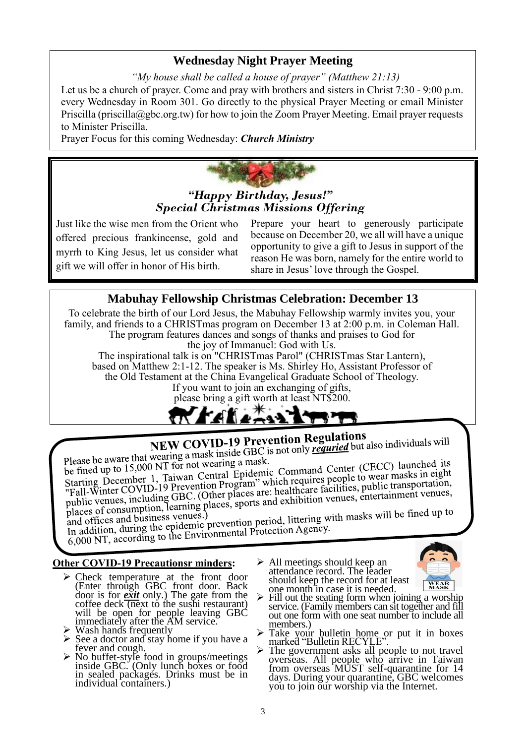## Wednesday Night Prayer Meeting

*"My house shall be called a house of prayer" (Matthew 21:13)*

Let us be a church of prayer. Come and pray with brothers and sisters in Christ 7:30 - 9:00 p.m. every Wednesday in Room 301. Go directly to the physical Prayer Meeting or email Minister Priscilla (priscilla@gbc.org.tw) for how to join the Zoom Prayer Meeting. Email prayer requests to Minister Priscilla.

Prayer Focus for this coming Wednesday: ***Church Ministry***

## *"Happy Birthday, Jesus!"*
## *Special Christmas Missions Offering*

Just like the wise men from the Orient who offered precious frankincense, gold and myrrh to King Jesus, let us consider what gift we will offer in honor of His birth.

Prepare your heart to generously participate because on December 20, we all will have a unique opportunity to give a gift to Jesus in support of the reason He was born, namely for the entire world to share in Jesus' love through the Gospel.

## Mabuhay Fellowship Christmas Celebration: December 13

To celebrate the birth of our Lord Jesus, the Mabuhay Fellowship warmly invites you, your family, and friends to a CHRISTmas program on December 13 at 2:00 p.m. in Coleman Hall. The program features dances and songs of thanks and praises to God for the joy of Immanuel: God with Us.

The inspirational talk is on "CHRISTmas Parol" (CHRISTmas Star Lantern), based on Matthew 2:1-12. The speaker is Ms. Shirley Ho, Assistant Professor of the Old Testament at the China Evangelical Graduate School of Theology.

If you want to join an exchanging of gifts, please bring a gift worth at least NT$200.

## NEW COVID-19 Prevention Regulations

Please be aware that wearing a mask inside GBC is not only ***requried*** but also individuals will be fined up to 15,000 NT for not wearing a mask.

Starting December 1, Taiwan Central Epidemic Command Center (CECC) launched its "Fall-Winter COVID-19 Prevention Program" which requires people to wear masks in eight public venues, including GBC. (Other places are: healthcare facilities, public transportation, places of consumption, learning places, sports and exhibition venues, entertainment venues, and offices and business venues.)

In addition, during the epidemic prevention period, littering with masks will be fined up to 6,000 NT, according to the Environmental Protection Agency.

### Other COVID-19 Precautionsr minders:

- Check temperature at the front door (Enter through GBC front door. Back door is for ***exit*** only.) The gate from the coffee deck (next to the sushi restaurant) will be open for people leaving GBC immediately after the AM service.
- Wash hands frequently
- See a doctor and stay home if you have a fever and cough.
- No buffet-style food in groups/meetings inside GBC. (Only lunch boxes or food in sealed packages. Drinks must be in individual containers.)
- All meetings should keep an attendance record. The leader should keep the record for at least one month in case it is needed.
- Fill out the seating form when joining a worship service. (Family members can sit together and fill out one form with one seat number to include all members.)
- Take your bulletin home or put it in boxes marked "Bulletin RECYLE".
- The government asks all people to not travel overseas. All people who arrive in Taiwan from overseas MUST self-quarantine for 14 days. During your quarantine, GBC welcomes you to join our worship via the Internet.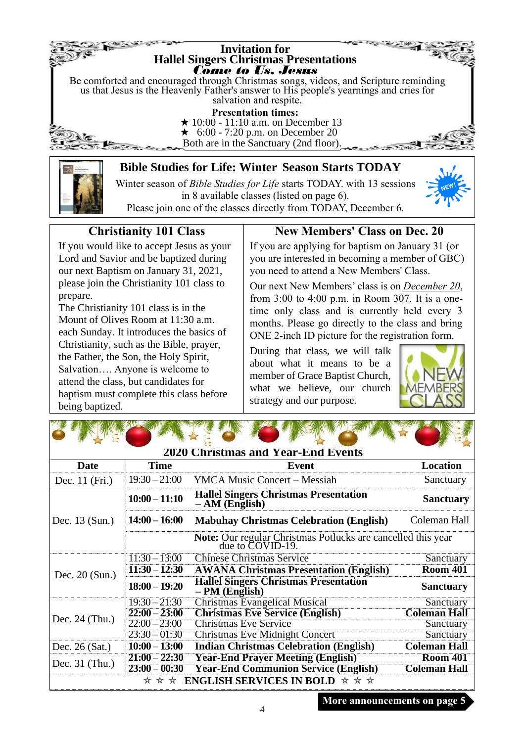## Invitation for Hallel Singers Christmas Presentations

### *Come to Us, Jesus*

Be comforted and encouraged through Christmas songs, videos, and Scripture reminding us that Jesus is the Heavenly Father's answer to His people's yearnings and cries for salvation and respite.

**Presentation times:**

★ 10:00 - 11:10 a.m. on December 13

★ 6:00 - 7:20 p.m. on December 20

Both are in the Sanctuary (2nd floor).

## Bible Studies for Life: Winter Season Starts TODAY

Winter season of *Bible Studies for Life* starts TODAY. with 13 sessions in 8 available classes (listed on page 6).

Please join one of the classes directly from TODAY, December 6.

## Christianity 101 Class

If you would like to accept Jesus as your Lord and Savior and be baptized during our next Baptism on January 31, 2021, please join the Christianity 101 class to prepare.

The Christianity 101 class is in the Mount of Olives Room at 11:30 a.m. each Sunday. It introduces the basics of Christianity, such as the Bible, prayer, the Father, the Son, the Holy Spirit, Salvation…. Anyone is welcome to attend the class, but candidates for baptism must complete this class before being baptized.

## New Members' Class on Dec. 20

If you are applying for baptism on January 31 (or you are interested in becoming a member of GBC) you need to attend a New Members' Class.

Our next New Members' class is on *December 20*, from 3:00 to 4:00 p.m. in Room 307. It is a one-time only class and is currently held every 3 months. Please go directly to the class and bring ONE 2-inch ID picture for the registration form.

During that class, we will talk about what it means to be a member of Grace Baptist Church, what we believe, our church strategy and our purpose.

## 2020 Christmas and Year-End Events

| Date | Time | Event | Location |
|---|---|---|---|
| Dec. 11 (Fri.) | 19:30 – 21:00 | YMCA Music Concert – Messiah | Sanctuary |
| Dec. 13 (Sun.) | **10:00 – 11:10** | **Hallel Singers Christmas Presentation – AM (English)** | **Sanctuary** |
| | **14:00 – 16:00** | **Mabuhay Christmas Celebration (English)** | Coleman Hall |
| | | **Note:** Our regular Christmas Potlucks are cancelled this year due to COVID-19. | |
| Dec. 20 (Sun.) | 11:30 – 13:00 | Chinese Christmas Service | Sanctuary |
| | **11:30 – 12:30** | **AWANA Christmas Presentation (English)** | **Room 401** |
| | **18:00 – 19:20** | **Hallel Singers Christmas Presentation – PM (English)** | **Sanctuary** |
| Dec. 24 (Thu.) | 19:30 – 21:30 | Christmas Evangelical Musical | Sanctuary |
| | **22:00 – 23:00** | **Christmas Eve Service (English)** | **Coleman Hall** |
| | 22:00 – 23:00 | Christmas Eve Service | Sanctuary |
| | 23:30 – 01:30 | Christmas Eve Midnight Concert | Sanctuary |
| Dec. 26 (Sat.) | **10:00 – 13:00** | **Indian Christmas Celebration (English)** | **Coleman Hall** |
| Dec. 31 (Thu.) | **21:00 – 22:30** | **Year-End Prayer Meeting (English)** | **Room 401** |
| | **23:00 – 00:30** | **Year-End Communion Service (English)** | **Coleman Hall** |

☆ ☆ ☆ **ENGLISH SERVICES IN BOLD** ☆ ☆ ☆

**More announcements on page 5**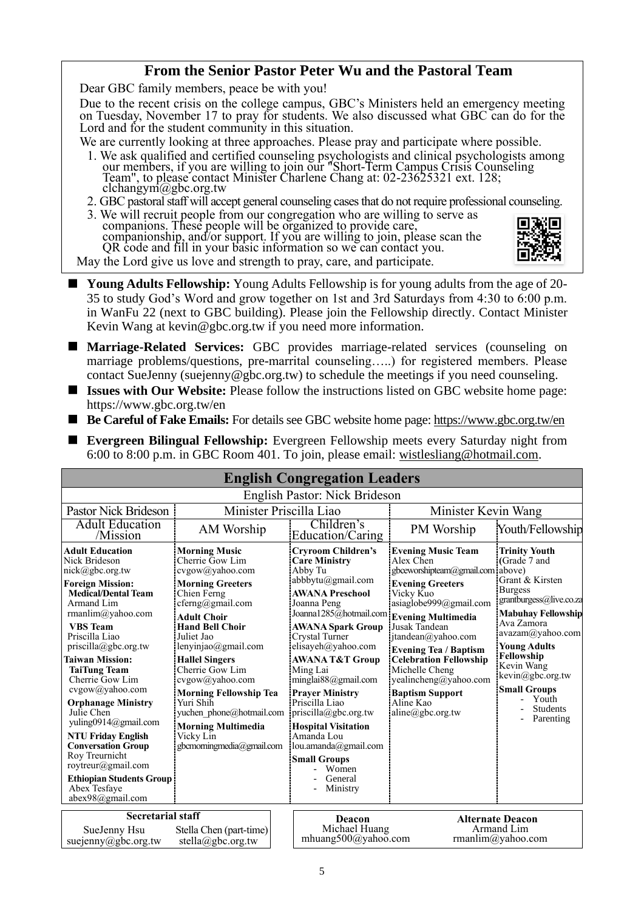## From the Senior Pastor Peter Wu and the Pastoral Team

Dear GBC family members, peace be with you!

Due to the recent crisis on the college campus, GBC's Ministers held an emergency meeting on Tuesday, November 17 to pray for students. We also discussed what GBC can do for the Lord and for the student community in this situation.

We are currently looking at three approaches. Please pray and participate where possible.

1. We ask qualified and certified counseling psychologists and clinical psychologists among our members, if you are willing to join our "Short-Term Campus Crisis Counseling Team", to please contact Minister Charlene Chang at: 02-23625321 ext. 128; clchangym@gbc.org.tw
2. GBC pastoral staff will accept general counseling cases that do not require professional counseling.
3. We will recruit people from our congregation who are willing to serve as companions. These people will be organized to provide care, companionship, and/or support. If you are willing to join, please scan the QR code and fill in your basic information so we can contact you.

May the Lord give us love and strength to pray, care, and participate.

- **Young Adults Fellowship:** Young Adults Fellowship is for young adults from the age of 20-35 to study God's Word and grow together on 1st and 3rd Saturdays from 4:30 to 6:00 p.m. in WanFu 22 (next to GBC building). Please join the Fellowship directly. Contact Minister Kevin Wang at kevin@gbc.org.tw if you need more information.
- **Marriage-Related Services:** GBC provides marriage-related services (counseling on marriage problems/questions, pre-marrital counseling…..) for registered members. Please contact SueJenny (suejenny@gbc.org.tw) to schedule the meetings if you need counseling.
- **Issues with Our Website:** Please follow the instructions listed on GBC website home page: https://www.gbc.org.tw/en
- **Be Careful of Fake Emails:** For details see GBC website home page: https://www.gbc.org.tw/en
- **Evergreen Bilingual Fellowship:** Evergreen Fellowship meets every Saturday night from 6:00 to 8:00 p.m. in GBC Room 401. To join, please email: wistlesliang@hotmail.com.

## English Congregation Leaders

English Pastor: Nick Brideson

| Pastor Nick Brideson | Minister Priscilla Liao | | Minister Kevin Wang | |
|---|---|---|---|---|
| Adult Education /Mission | AM Worship | Children's Education/Caring | PM Worship | Youth/Fellowship |
| **Adult Education** Nick Brideson nick@gbc.org.tw<br>**Foreign Mission:**<br>**Medical/Dental Team** Armand Lim rmanlim@yahoo.com<br>**VBS Team** Priscilla Liao priscilla@gbc.org.tw<br>**Taiwan Mission:**<br>**TaiTung Team** Cherrie Gow Lim cvgow@yahoo.com<br>**Orphanage Ministry** Julie Chen yuling0914@gmail.com<br>**NTU Friday English Conversation Group** Roy Treurnicht roytreur@gmail.com<br>**Ethiopian Students Group** Abex Tesfaye abex98@gmail.com | **Morning Music** Cherrie Gow Lim cvgow@yahoo.com<br>**Morning Greeters** Chien Ferng cferng@gmail.com<br>**Adult Choir**<br>**Hand Bell Choir** Juliet Jao lenyinjao@gmail.com<br>**Hallel Singers** Cherrie Gow Lim cvgow@yahoo.com<br>**Morning Fellowship Tea** Yuri Shih yuchen_phone@hotmail.com<br>**Morning Multimedia** Vicky Lin gbcmorningmedia@gmail.com | **Cryroom Children's Care Ministry** Abby Tu abbbytu@gmail.com<br>**AWANA Preschool** Joanna Peng Joanna1285@hotmail.com<br>**AWANA Spark Group** Crystal Turner elisayeh@yahoo.com<br>**AWANA T&T Group** Ming Lai minglai88@gmail.com<br>**Prayer Ministry** Priscilla Liao priscilla@gbc.org.tw<br>**Hospital Visitation** Amanda Lou lou.amanda@gmail.com<br>**Small Groups** - Women - General - Ministry | **Evening Music Team** Alex Chen gbceworshipteam@gmail.com<br>**Evening Greeters** Vicky Kuo asiaglobe999@gmail.com<br>**Evening Multimedia** Jusak Tandean jtandean@yahoo.com<br>**Evening Tea / Baptism Celebration Fellowship** Michelle Cheng yealincheng@yahoo.com<br>**Baptism Support** Aline Kao aline@gbc.org.tw | **Trinity Youth** (Grade 7 and above) Grant & Kirsten Burgess grantburgess@live.co.za<br>**Mabuhay Fellowship** Ava Zamora avazam@yahoo.com<br>**Young Adults Fellowship** Kevin Wang kevin@gbc.org.tw<br>**Small Groups** - Youth - Students - Parenting |

| Secretarial staff | |
|---|---|
| SueJenny Hsu suejenny@gbc.org.tw | Stella Chen (part-time) stella@gbc.org.tw |

| Deacon | Alternate Deacon |
|---|---|
| Michael Huang mhuang500@yahoo.com | Armand Lim rmanlim@yahoo.com |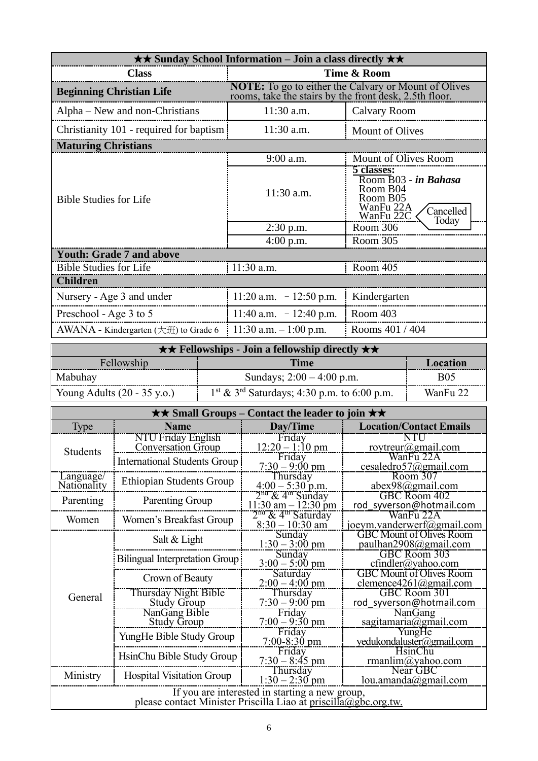| ★★ Sunday School Information – Join a class directly ★★ | | |
|---|---|---|
| **Class** | **Time & Room** | |
| **Beginning Christian Life** | **NOTE:** To go to either the Calvary or Mount of Olives rooms, take the stairs by the front desk, 2.5th floor. | |
| Alpha – New and non-Christians | 11:30 a.m. | Calvary Room |
| Christianity 101 - required for baptism | 11:30 a.m. | Mount of Olives |
| **Maturing Christians** | | |
| Bible Studies for Life | 9:00 a.m. | Mount of Olives Room |
| | 11:30 a.m. | **5 classes:** Room B03 - ***in Bahasa*** Room B04 Room B05 WanFu 22A WanFu 22C (Cancelled Today) |
| | 2:30 p.m. | Room 306 |
| | 4:00 p.m. | Room 305 |
| **Youth: Grade 7 and above** | | |
| Bible Studies for Life | 11:30 a.m. | Room 405 |
| **Children** | | |
| Nursery - Age 3 and under | 11:20 a.m. – 12:50 p.m. | Kindergarten |
| Preschool - Age 3 to 5 | 11:40 a.m. – 12:40 p.m. | Room 403 |
| AWANA - Kindergarten (大班) to Grade 6 | 11:30 a.m. – 1:00 p.m. | Rooms 401 / 404 |

| ★★ Fellowships - Join a fellowship directly ★★ | | |
|---|---|---|
| Fellowship | **Time** | **Location** |
| Mabuhay | Sundays; 2:00 – 4:00 p.m. | B05 |
| Young Adults (20 - 35 y.o.) | 1st & 3rd Saturdays; 4:30 p.m. to 6:00 p.m. | WanFu 22 |

| ★★ Small Groups – Contact the leader to join ★★ | | | |
|---|---|---|---|
| Type | **Name** | **Day/Time** | **Location/Contact Emails** |
| Students | NTU Friday English Conversation Group | Friday 12:20 – 1:10 pm | NTU roytreur@gmail.com |
| | International Students Group | Friday 7:30 – 9:00 pm | WanFu 22A cesaledro57@gmail.com |
| Language/ Nationality | Ethiopian Students Group | Thursday 4:00 – 5:30 p.m. | Room 307 abex98@gmail.com |
| Parenting | Parenting Group | 2nd & 4th Sunday 11:30 am – 12:30 pm | GBC Room 402 rod_syverson@hotmail.com |
| Women | Women's Breakfast Group | 2nd & 4th Saturday 8:30 – 10:30 am | WanFu 22A joeym.vanderwerf@gmail.com |
| General | Salt & Light | Sunday 1:30 – 3:00 pm | GBC Mount of Olives Room paulhan2908@gmail.com |
| | Bilingual Interpretation Group | Sunday 3:00 – 5:00 pm | GBC Room 303 cfindler@yahoo.com |
| | Crown of Beauty | Saturday 2:00 – 4:00 pm | GBC Mount of Olives Room clemence4261@gmail.com |
| | Thursday Night Bible Study Group | Thursday 7:30 – 9:00 pm | GBC Room 301 rod_syverson@hotmail.com |
| | NanGang Bible Study Group | Friday 7:00 – 9:30 pm | NanGang sagitamaria@gmail.com |
| | YungHe Bible Study Group | Friday 7:00-8:30 pm | YungHe yedukondaluster@gmail.com |
| | HsinChu Bible Study Group | Friday 7:30 – 8:45 pm | HsinChu rmanlim@yahoo.com |
| Ministry | Hospital Visitation Group | Thursday 1:30 – 2:30 pm | Near GBC lou.amanda@gmail.com |
| If you are interested in starting a new group, please contact Minister Priscilla Liao at priscilla@gbc.org.tw. | | | |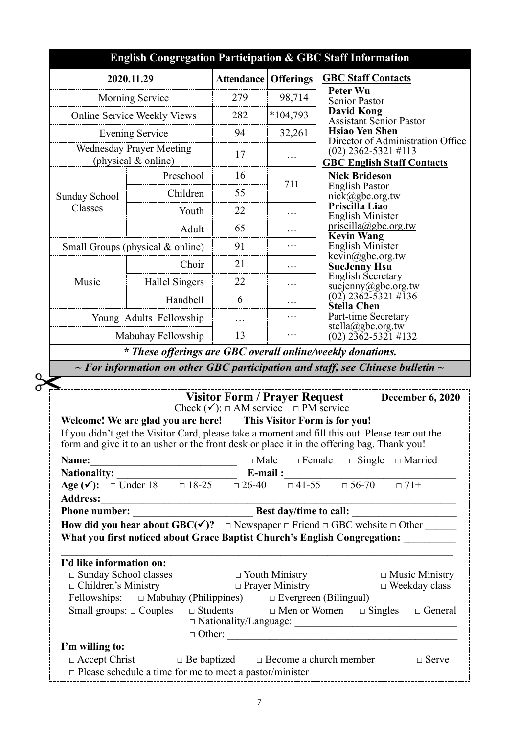## English Congregation Participation & GBC Staff Information

| 2020.11.29 | | Attendance | Offerings |
|---|---|---|---|
| Morning Service | | 279 | 98,714 |
| Online Service Weekly Views | | 282 | *104,793 |
| Evening Service | | 94 | 32,261 |
| Wednesday Prayer Meeting (physical & online) | | 17 | … |
| Sunday School Classes | Preschool | 16 | 711 |
| | Children | 55 | |
| | Youth | 22 | … |
| | Adult | 65 | … |
| Small Groups (physical & online) | | 91 | … |
| Music | Choir | 21 | … |
| | Hallel Singers | 22 | … |
| | Handbell | 6 | … |
| Young Adults Fellowship | | … | … |
| Mabuhay Fellowship | | 13 | … |

**GBC Staff Contacts**

**Peter Wu**
Senior Pastor

**David Kong**
Assistant Senior Pastor

**Hsiao Yen Shen**
Director of Administration Office
(02) 2362-5321 #113

**GBC English Staff Contacts**

**Nick Brideson**
English Pastor
nick@gbc.org.tw

**Priscilla Liao**
English Minister
priscilla@gbc.org.tw

**Kevin Wang**
English Minister
kevin@gbc.org.tw

**SueJenny Hsu**
English Secretary
suejenny@gbc.org.tw
(02) 2362-5321 #136

**Stella Chen**
Part-time Secretary
stella@gbc.org.tw
(02) 2362-5321 #132

***These offerings are GBC overall online/weekly donations.**

***~ For information on other GBC participation and staff, see Chinese bulletin ~***

---

### Visitor Form / Prayer Request — December 6, 2020

Check (✓): □ AM service □ PM service

**Welcome! We are glad you are here! This Visitor Form is for you!**

If you didn't get the Visitor Card, please take a moment and fill this out. Please tear out the form and give it to an usher or the front desk or place it in the offering bag. Thank you!

**Name:**\_\_\_\_\_\_\_\_\_\_\_\_\_\_\_\_\_\_\_\_\_\_\_\_\_\_\_ □ Male □ Female □ Single □ Married

**Nationality:** \_\_\_\_\_\_\_\_\_\_\_\_\_\_\_\_\_\_\_\_\_\_ **E-mail :**\_\_\_\_\_\_\_\_\_\_\_\_\_\_\_\_\_\_\_\_\_\_\_\_\_\_\_\_\_\_

**Age (✓):** □ Under 18 □ 18-25 □ 26-40 □ 41-55 □ 56-70 □ 71+

**Address:**\_\_\_\_\_\_\_\_\_\_\_\_\_\_\_\_\_\_\_\_\_\_\_\_\_\_\_\_\_\_\_\_\_\_\_\_\_\_\_\_\_\_\_\_\_\_\_\_\_\_\_\_\_\_\_\_\_\_\_\_

**Phone number:** \_\_\_\_\_\_\_\_\_\_\_\_\_\_\_\_\_\_\_\_\_\_ **Best day/time to call:** \_\_\_\_\_\_\_\_\_\_\_\_\_\_\_\_\_\_

**How did you hear about GBC(✓)?** □ Newspaper □ Friend □ GBC website □ Other \_\_\_\_\_\_

**What you first noticed about Grace Baptist Church's English Congregation:** \_\_\_\_\_\_\_\_\_\_

\_\_\_\_\_\_\_\_\_\_\_\_\_\_\_\_\_\_\_\_\_\_\_\_\_\_\_\_\_\_\_\_\_\_\_\_\_\_\_\_\_\_\_\_\_\_\_\_\_\_\_\_\_\_\_\_\_\_\_\_\_\_\_\_\_\_\_\_\_\_\_\_

**I'd like information on:**

□ Sunday School classes □ Youth Ministry □ Music Ministry
□ Children's Ministry □ Prayer Ministry □ Weekday class

Fellowships: □ Mabuhay (Philippines) □ Evergreen (Bilingual)

Small groups: □ Couples □ Students □ Men or Women □ Singles □ General
□ Nationality/Language: \_\_\_\_\_\_\_\_\_\_\_\_\_\_\_\_\_\_\_\_\_\_\_\_\_\_\_\_\_\_
□ Other: \_\_\_\_\_\_\_\_\_\_\_\_\_\_\_\_\_\_\_\_\_\_\_\_\_\_\_\_\_\_\_\_\_\_\_\_\_\_\_\_\_\_

**I'm willing to:**

□ Accept Christ □ Be baptized □ Become a church member □ Serve

□ Please schedule a time for me to meet a pastor/minister